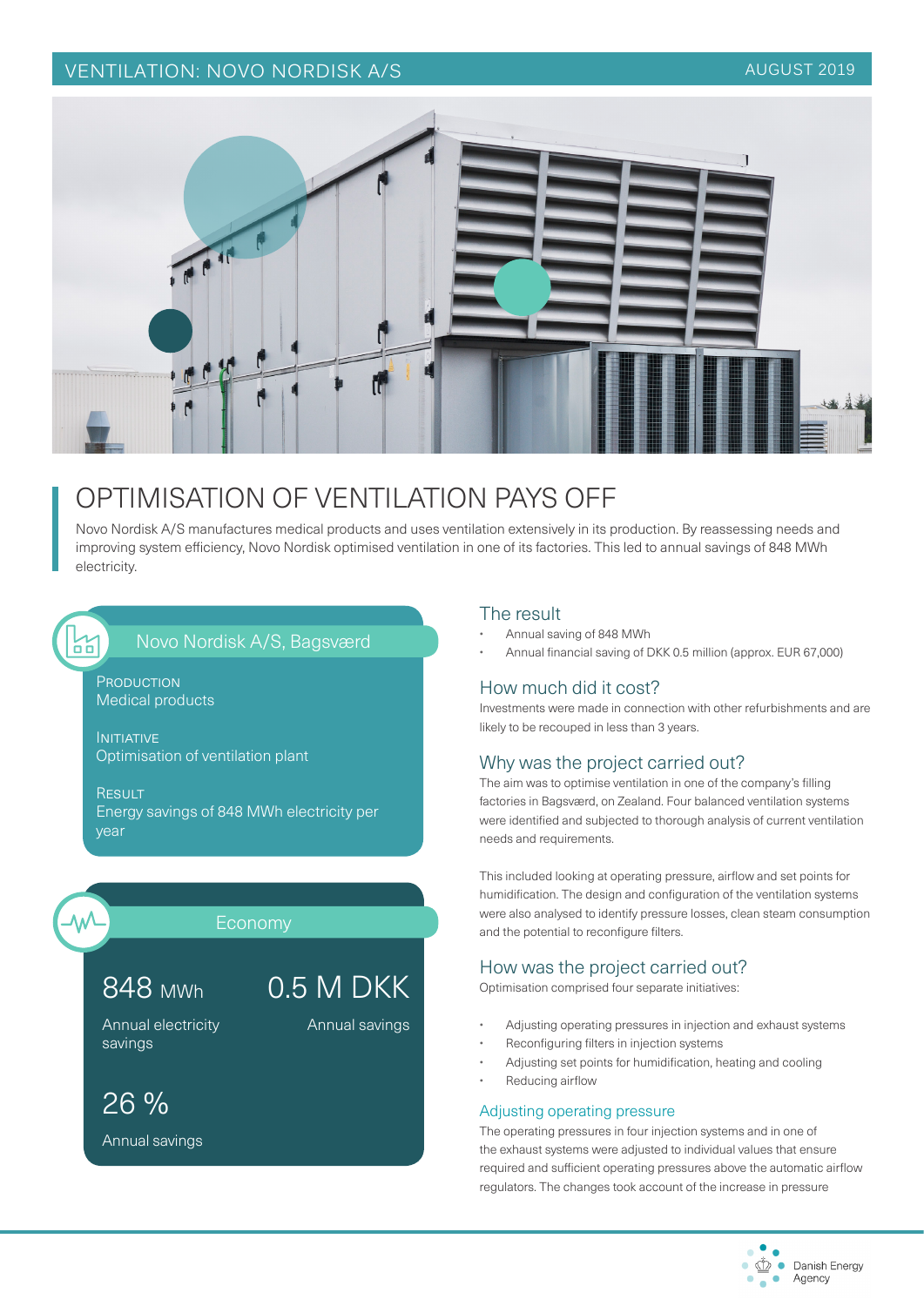VENTILATION: NOVO NORDISK A/S — AUGUST 2019

# OPTIMISATION OF VENTILATION PAYS OFF

Novo Nordisk A/S manufactures medical products and uses ventilation extensively in its production. By reassessing needs and improving system efficiency, Novo Nordisk optimised ventilation in one of its factories. This led to annual savings of 848 MWh electricity.

## Novo Nordisk A/S, Bagsværd

PRODUCTION
Medical products

INITIATIVE
Optimisation of ventilation plant

RESULT
Energy savings of 848 MWh electricity per year

## Economy

**848 MWh**
Annual electricity savings

**0.5 M DKK**
Annual savings

**26 %**
Annual savings

## The result

- Annual saving of 848 MWh
- Annual financial saving of DKK 0.5 million (approx. EUR 67,000)

## How much did it cost?

Investments were made in connection with other refurbishments and are likely to be recouped in less than 3 years.

## Why was the project carried out?

The aim was to optimise ventilation in one of the company's filling factories in Bagsværd, on Zealand. Four balanced ventilation systems were identified and subjected to thorough analysis of current ventilation needs and requirements.

This included looking at operating pressure, airflow and set points for humidification. The design and configuration of the ventilation systems were also analysed to identify pressure losses, clean steam consumption and the potential to reconfigure filters.

## How was the project carried out?

Optimisation comprised four separate initiatives:

- Adjusting operating pressures in injection and exhaust systems
- Reconfiguring filters in injection systems
- Adjusting set points for humidification, heating and cooling
- Reducing airflow

### Adjusting operating pressure

The operating pressures in four injection systems and in one of the exhaust systems were adjusted to individual values that ensure required and sufficient operating pressures above the automatic airflow regulators. The changes took account of the increase in pressure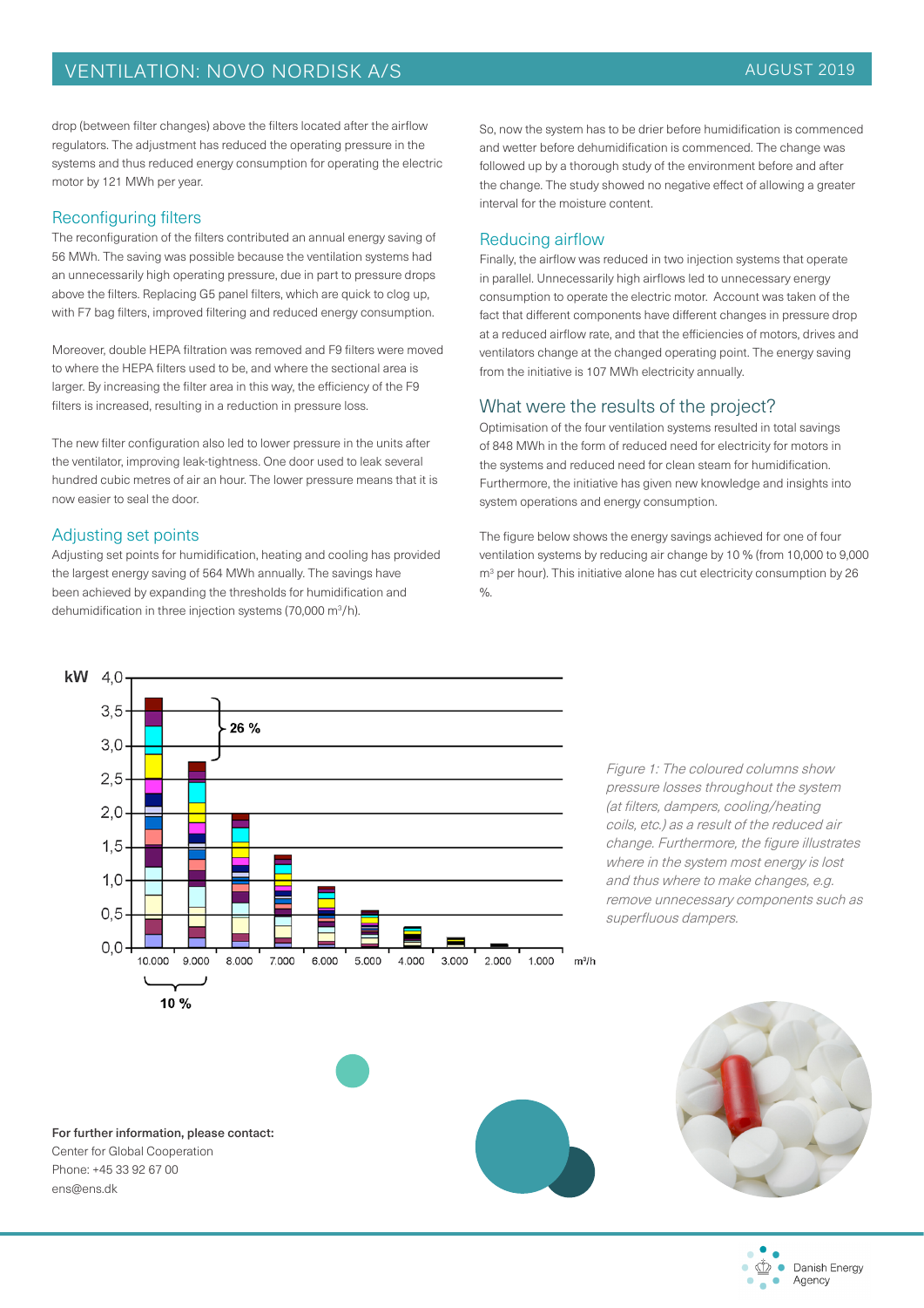drop (between filter changes) above the filters located after the airflow regulators. The adjustment has reduced the operating pressure in the systems and thus reduced energy consumption for operating the electric motor by 121 MWh per year.

## Reconfiguring filters

The reconfiguration of the filters contributed an annual energy saving of 56 MWh. The saving was possible because the ventilation systems had an unnecessarily high operating pressure, due in part to pressure drops above the filters. Replacing G5 panel filters, which are quick to clog up, with F7 bag filters, improved filtering and reduced energy consumption.

Moreover, double HEPA filtration was removed and F9 filters were moved to where the HEPA filters used to be, and where the sectional area is larger. By increasing the filter area in this way, the efficiency of the F9 filters is increased, resulting in a reduction in pressure loss.

The new filter configuration also led to lower pressure in the units after the ventilator, improving leak-tightness. One door used to leak several hundred cubic metres of air an hour. The lower pressure means that it is now easier to seal the door.

## Adjusting set points

Adjusting set points for humidification, heating and cooling has provided the largest energy saving of 564 MWh annually. The savings have been achieved by expanding the thresholds for humidification and dehumidification in three injection systems (70,000 $m^3$/h).

So, now the system has to be drier before humidification is commenced and wetter before dehumidification is commenced. The change was followed up by a thorough study of the environment before and after the change. The study showed no negative effect of allowing a greater interval for the moisture content.

## Reducing airflow

Finally, the airflow was reduced in two injection systems that operate in parallel. Unnecessarily high airflows led to unnecessary energy consumption to operate the electric motor. Account was taken of the fact that different components have different changes in pressure drop at a reduced airflow rate, and that the efficiencies of motors, drives and ventilators change at the changed operating point. The energy saving from the initiative is 107 MWh electricity annually.

## What were the results of the project?

Optimisation of the four ventilation systems resulted in total savings of 848 MWh in the form of reduced need for electricity for motors in the systems and reduced need for clean steam for humidification. Furthermore, the initiative has given new knowledge and insights into system operations and energy consumption.

The figure below shows the energy savings achieved for one of four ventilation systems by reducing air change by 10 % (from 10,000 to 9,000 $m^3$ per hour). This initiative alone has cut electricity consumption by 26 %.

kW
4,0
3,5
3,0
2,5
2,0
1,5
1,0
0,5
0,0
26 %
10.000 9.000 8.000 7.000 6.000 5.000 4.000 3.000 2.000 1.000 m³/h
10 %

*Figure 1: The coloured columns show pressure losses throughout the system (at filters, dampers, cooling/heating coils, etc.) as a result of the reduced air change. Furthermore, the figure illustrates where in the system most energy is lost and thus where to make changes, e.g. remove unnecessary components such as superfluous dampers.*

**For further information, please contact:**
Center for Global Cooperation
Phone: +45 33 92 67 00
ens@ens.dk

Danish Energy Agency